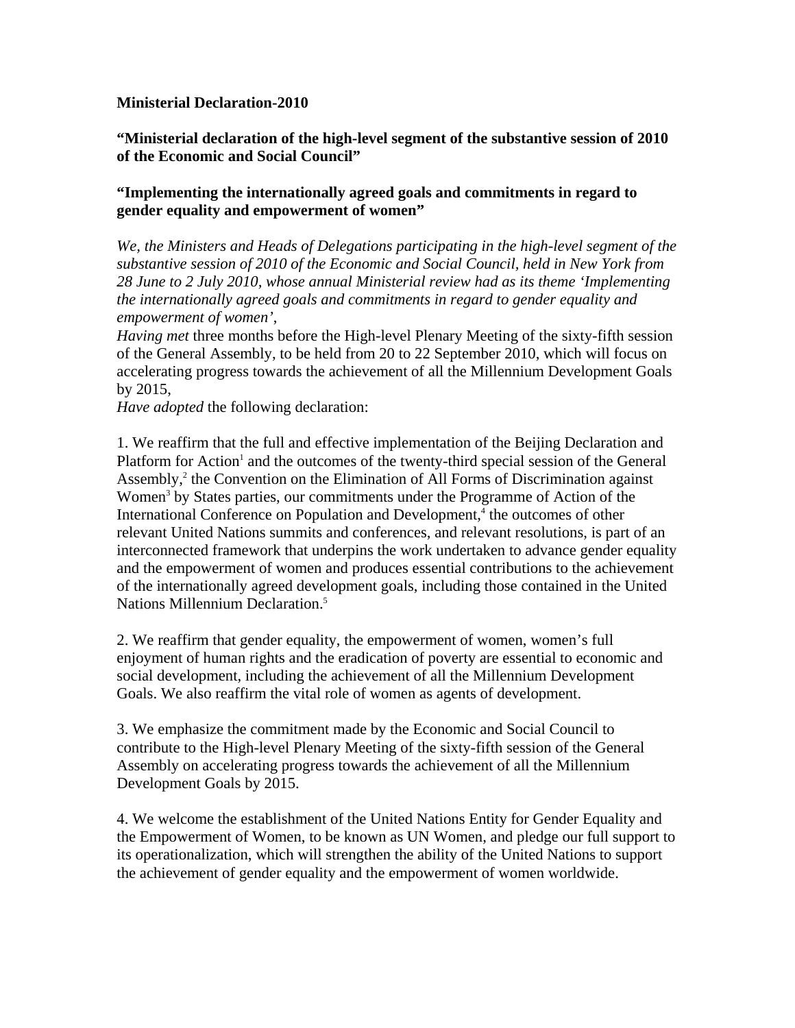**Ministerial Declaration-2010**

**"Ministerial declaration of the high-level segment of the substantive session of 2010 of the Economic and Social Council"**

**"Implementing the internationally agreed goals and commitments in regard to gender equality and empowerment of women"**

*We, the Ministers and Heads of Delegations participating in the high-level segment of the substantive session of 2010 of the Economic and Social Council, held in New York from 28 June to 2 July 2010, whose annual Ministerial review had as its theme 'Implementing the internationally agreed goals and commitments in regard to gender equality and empowerment of women'*,

*Having met* three months before the High-level Plenary Meeting of the sixty-fifth session of the General Assembly, to be held from 20 to 22 September 2010, which will focus on accelerating progress towards the achievement of all the Millennium Development Goals by 2015,

*Have adopted* the following declaration:

1. We reaffirm that the full and effective implementation of the Beijing Declaration and Platform for Action[1] and the outcomes of the twenty-third special session of the General Assembly,[2] the Convention on the Elimination of All Forms of Discrimination against Women[3] by States parties, our commitments under the Programme of Action of the International Conference on Population and Development,[4] the outcomes of other relevant United Nations summits and conferences, and relevant resolutions, is part of an interconnected framework that underpins the work undertaken to advance gender equality and the empowerment of women and produces essential contributions to the achievement of the internationally agreed development goals, including those contained in the United Nations Millennium Declaration.[5]

2. We reaffirm that gender equality, the empowerment of women, women's full enjoyment of human rights and the eradication of poverty are essential to economic and social development, including the achievement of all the Millennium Development Goals. We also reaffirm the vital role of women as agents of development.

3. We emphasize the commitment made by the Economic and Social Council to contribute to the High-level Plenary Meeting of the sixty-fifth session of the General Assembly on accelerating progress towards the achievement of all the Millennium Development Goals by 2015.

4. We welcome the establishment of the United Nations Entity for Gender Equality and the Empowerment of Women, to be known as UN Women, and pledge our full support to its operationalization, which will strengthen the ability of the United Nations to support the achievement of gender equality and the empowerment of women worldwide.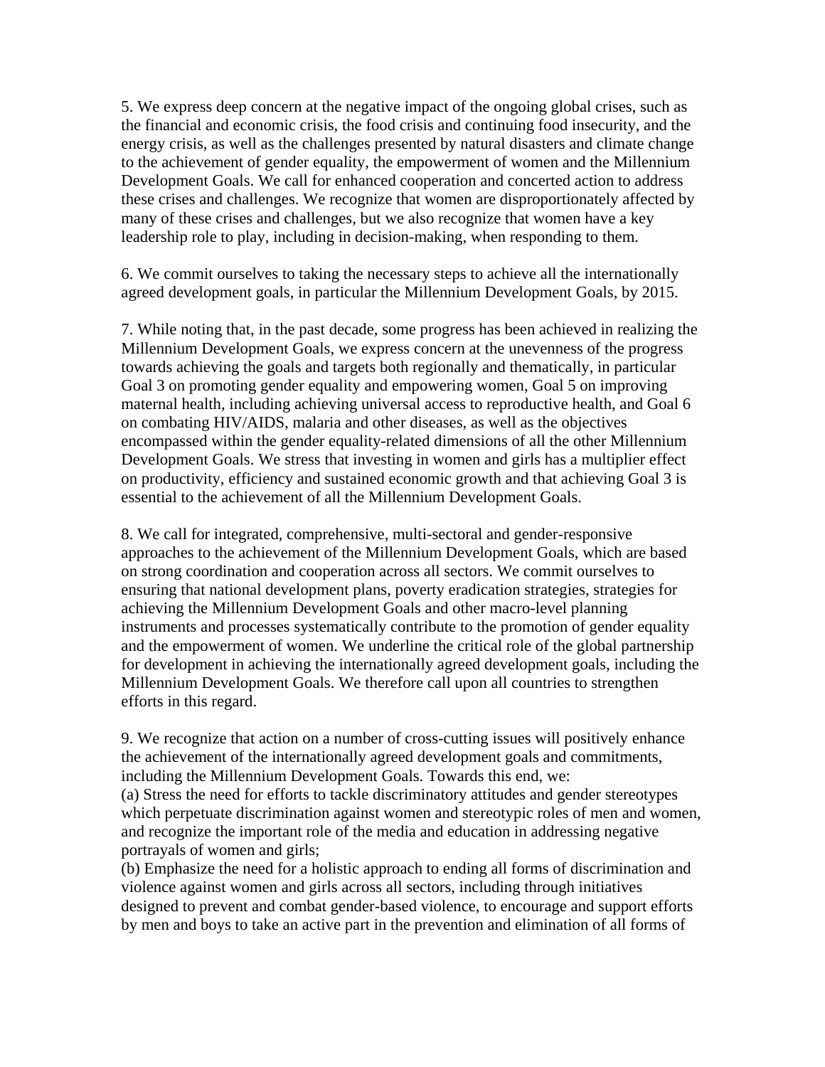5. We express deep concern at the negative impact of the ongoing global crises, such as the financial and economic crisis, the food crisis and continuing food insecurity, and the energy crisis, as well as the challenges presented by natural disasters and climate change to the achievement of gender equality, the empowerment of women and the Millennium Development Goals. We call for enhanced cooperation and concerted action to address these crises and challenges. We recognize that women are disproportionately affected by many of these crises and challenges, but we also recognize that women have a key leadership role to play, including in decision-making, when responding to them.

6. We commit ourselves to taking the necessary steps to achieve all the internationally agreed development goals, in particular the Millennium Development Goals, by 2015.

7. While noting that, in the past decade, some progress has been achieved in realizing the Millennium Development Goals, we express concern at the unevenness of the progress towards achieving the goals and targets both regionally and thematically, in particular Goal 3 on promoting gender equality and empowering women, Goal 5 on improving maternal health, including achieving universal access to reproductive health, and Goal 6 on combating HIV/AIDS, malaria and other diseases, as well as the objectives encompassed within the gender equality-related dimensions of all the other Millennium Development Goals. We stress that investing in women and girls has a multiplier effect on productivity, efficiency and sustained economic growth and that achieving Goal 3 is essential to the achievement of all the Millennium Development Goals.

8. We call for integrated, comprehensive, multi-sectoral and gender-responsive approaches to the achievement of the Millennium Development Goals, which are based on strong coordination and cooperation across all sectors. We commit ourselves to ensuring that national development plans, poverty eradication strategies, strategies for achieving the Millennium Development Goals and other macro-level planning instruments and processes systematically contribute to the promotion of gender equality and the empowerment of women. We underline the critical role of the global partnership for development in achieving the internationally agreed development goals, including the Millennium Development Goals. We therefore call upon all countries to strengthen efforts in this regard.

9. We recognize that action on a number of cross-cutting issues will positively enhance the achievement of the internationally agreed development goals and commitments, including the Millennium Development Goals. Towards this end, we:

(a) Stress the need for efforts to tackle discriminatory attitudes and gender stereotypes which perpetuate discrimination against women and stereotypic roles of men and women, and recognize the important role of the media and education in addressing negative portrayals of women and girls;

(b) Emphasize the need for a holistic approach to ending all forms of discrimination and violence against women and girls across all sectors, including through initiatives designed to prevent and combat gender-based violence, to encourage and support efforts by men and boys to take an active part in the prevention and elimination of all forms of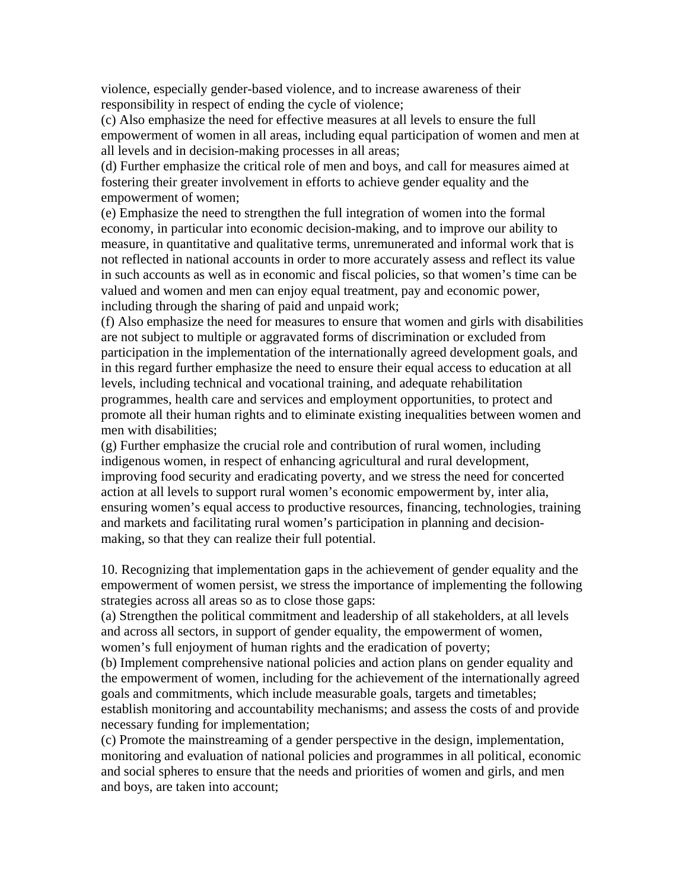violence, especially gender-based violence, and to increase awareness of their responsibility in respect of ending the cycle of violence;

(c) Also emphasize the need for effective measures at all levels to ensure the full empowerment of women in all areas, including equal participation of women and men at all levels and in decision-making processes in all areas;

(d) Further emphasize the critical role of men and boys, and call for measures aimed at fostering their greater involvement in efforts to achieve gender equality and the empowerment of women;

(e) Emphasize the need to strengthen the full integration of women into the formal economy, in particular into economic decision-making, and to improve our ability to measure, in quantitative and qualitative terms, unremunerated and informal work that is not reflected in national accounts in order to more accurately assess and reflect its value in such accounts as well as in economic and fiscal policies, so that women's time can be valued and women and men can enjoy equal treatment, pay and economic power, including through the sharing of paid and unpaid work;

(f) Also emphasize the need for measures to ensure that women and girls with disabilities are not subject to multiple or aggravated forms of discrimination or excluded from participation in the implementation of the internationally agreed development goals, and in this regard further emphasize the need to ensure their equal access to education at all levels, including technical and vocational training, and adequate rehabilitation programmes, health care and services and employment opportunities, to protect and promote all their human rights and to eliminate existing inequalities between women and men with disabilities;

(g) Further emphasize the crucial role and contribution of rural women, including indigenous women, in respect of enhancing agricultural and rural development, improving food security and eradicating poverty, and we stress the need for concerted action at all levels to support rural women's economic empowerment by, inter alia, ensuring women's equal access to productive resources, financing, technologies, training and markets and facilitating rural women's participation in planning and decision-making, so that they can realize their full potential.

10. Recognizing that implementation gaps in the achievement of gender equality and the empowerment of women persist, we stress the importance of implementing the following strategies across all areas so as to close those gaps:

(a) Strengthen the political commitment and leadership of all stakeholders, at all levels and across all sectors, in support of gender equality, the empowerment of women, women's full enjoyment of human rights and the eradication of poverty;

(b) Implement comprehensive national policies and action plans on gender equality and the empowerment of women, including for the achievement of the internationally agreed goals and commitments, which include measurable goals, targets and timetables; establish monitoring and accountability mechanisms; and assess the costs of and provide necessary funding for implementation;

(c) Promote the mainstreaming of a gender perspective in the design, implementation, monitoring and evaluation of national policies and programmes in all political, economic and social spheres to ensure that the needs and priorities of women and girls, and men and boys, are taken into account;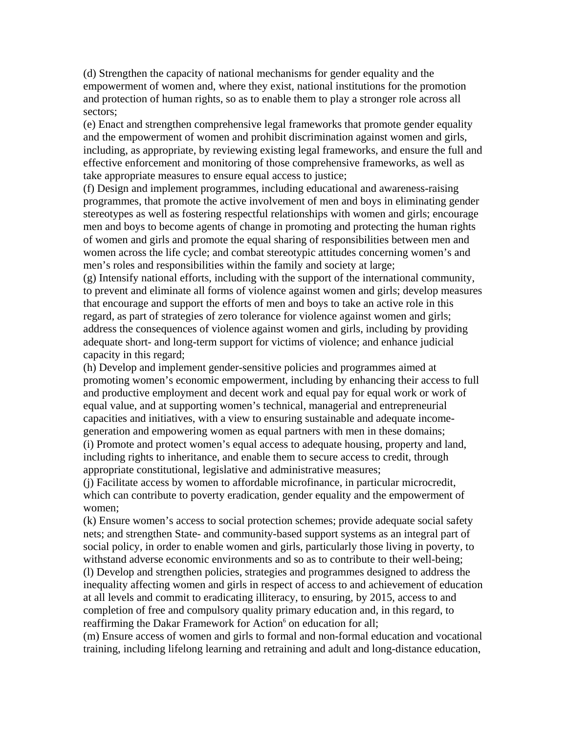(d) Strengthen the capacity of national mechanisms for gender equality and the empowerment of women and, where they exist, national institutions for the promotion and protection of human rights, so as to enable them to play a stronger role across all sectors;

(e) Enact and strengthen comprehensive legal frameworks that promote gender equality and the empowerment of women and prohibit discrimination against women and girls, including, as appropriate, by reviewing existing legal frameworks, and ensure the full and effective enforcement and monitoring of those comprehensive frameworks, as well as take appropriate measures to ensure equal access to justice;

(f) Design and implement programmes, including educational and awareness-raising programmes, that promote the active involvement of men and boys in eliminating gender stereotypes as well as fostering respectful relationships with women and girls; encourage men and boys to become agents of change in promoting and protecting the human rights of women and girls and promote the equal sharing of responsibilities between men and women across the life cycle; and combat stereotypic attitudes concerning women's and men's roles and responsibilities within the family and society at large;

(g) Intensify national efforts, including with the support of the international community, to prevent and eliminate all forms of violence against women and girls; develop measures that encourage and support the efforts of men and boys to take an active role in this regard, as part of strategies of zero tolerance for violence against women and girls; address the consequences of violence against women and girls, including by providing adequate short- and long-term support for victims of violence; and enhance judicial capacity in this regard;

(h) Develop and implement gender-sensitive policies and programmes aimed at promoting women's economic empowerment, including by enhancing their access to full and productive employment and decent work and equal pay for equal work or work of equal value, and at supporting women's technical, managerial and entrepreneurial capacities and initiatives, with a view to ensuring sustainable and adequate income-generation and empowering women as equal partners with men in these domains;

(i) Promote and protect women's equal access to adequate housing, property and land, including rights to inheritance, and enable them to secure access to credit, through appropriate constitutional, legislative and administrative measures;

(j) Facilitate access by women to affordable microfinance, in particular microcredit, which can contribute to poverty eradication, gender equality and the empowerment of women;

(k) Ensure women's access to social protection schemes; provide adequate social safety nets; and strengthen State- and community-based support systems as an integral part of social policy, in order to enable women and girls, particularly those living in poverty, to withstand adverse economic environments and so as to contribute to their well-being;

(l) Develop and strengthen policies, strategies and programmes designed to address the inequality affecting women and girls in respect of access to and achievement of education at all levels and commit to eradicating illiteracy, to ensuring, by 2015, access to and completion of free and compulsory quality primary education and, in this regard, to reaffirming the Dakar Framework for Action[6] on education for all;

(m) Ensure access of women and girls to formal and non-formal education and vocational training, including lifelong learning and retraining and adult and long-distance education,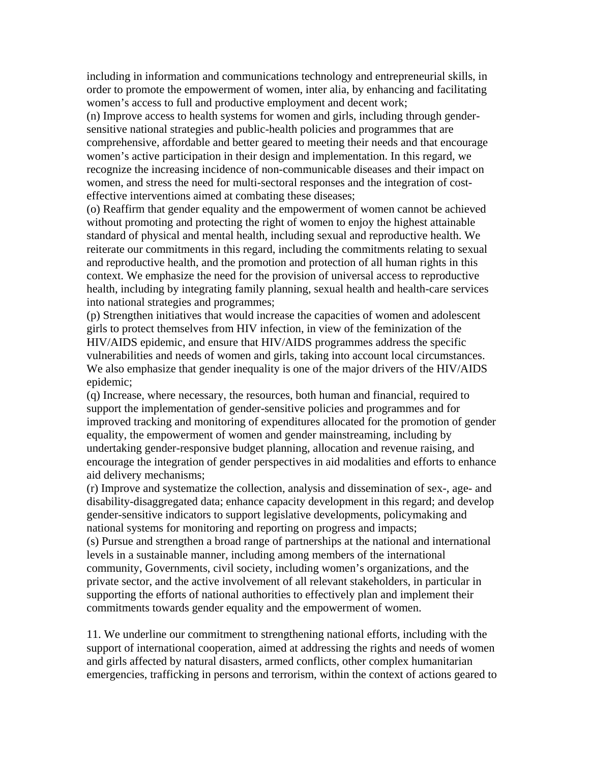including in information and communications technology and entrepreneurial skills, in order to promote the empowerment of women, inter alia, by enhancing and facilitating women's access to full and productive employment and decent work;

(n) Improve access to health systems for women and girls, including through gender-sensitive national strategies and public-health policies and programmes that are comprehensive, affordable and better geared to meeting their needs and that encourage women's active participation in their design and implementation. In this regard, we recognize the increasing incidence of non-communicable diseases and their impact on women, and stress the need for multi-sectoral responses and the integration of cost-effective interventions aimed at combating these diseases;

(o) Reaffirm that gender equality and the empowerment of women cannot be achieved without promoting and protecting the right of women to enjoy the highest attainable standard of physical and mental health, including sexual and reproductive health. We reiterate our commitments in this regard, including the commitments relating to sexual and reproductive health, and the promotion and protection of all human rights in this context. We emphasize the need for the provision of universal access to reproductive health, including by integrating family planning, sexual health and health-care services into national strategies and programmes;

(p) Strengthen initiatives that would increase the capacities of women and adolescent girls to protect themselves from HIV infection, in view of the feminization of the HIV/AIDS epidemic, and ensure that HIV/AIDS programmes address the specific vulnerabilities and needs of women and girls, taking into account local circumstances. We also emphasize that gender inequality is one of the major drivers of the HIV/AIDS epidemic;

(q) Increase, where necessary, the resources, both human and financial, required to support the implementation of gender-sensitive policies and programmes and for improved tracking and monitoring of expenditures allocated for the promotion of gender equality, the empowerment of women and gender mainstreaming, including by undertaking gender-responsive budget planning, allocation and revenue raising, and encourage the integration of gender perspectives in aid modalities and efforts to enhance aid delivery mechanisms;

(r) Improve and systematize the collection, analysis and dissemination of sex-, age- and disability-disaggregated data; enhance capacity development in this regard; and develop gender-sensitive indicators to support legislative developments, policymaking and national systems for monitoring and reporting on progress and impacts;

(s) Pursue and strengthen a broad range of partnerships at the national and international levels in a sustainable manner, including among members of the international community, Governments, civil society, including women's organizations, and the private sector, and the active involvement of all relevant stakeholders, in particular in supporting the efforts of national authorities to effectively plan and implement their commitments towards gender equality and the empowerment of women.

11. We underline our commitment to strengthening national efforts, including with the support of international cooperation, aimed at addressing the rights and needs of women and girls affected by natural disasters, armed conflicts, other complex humanitarian emergencies, trafficking in persons and terrorism, within the context of actions geared to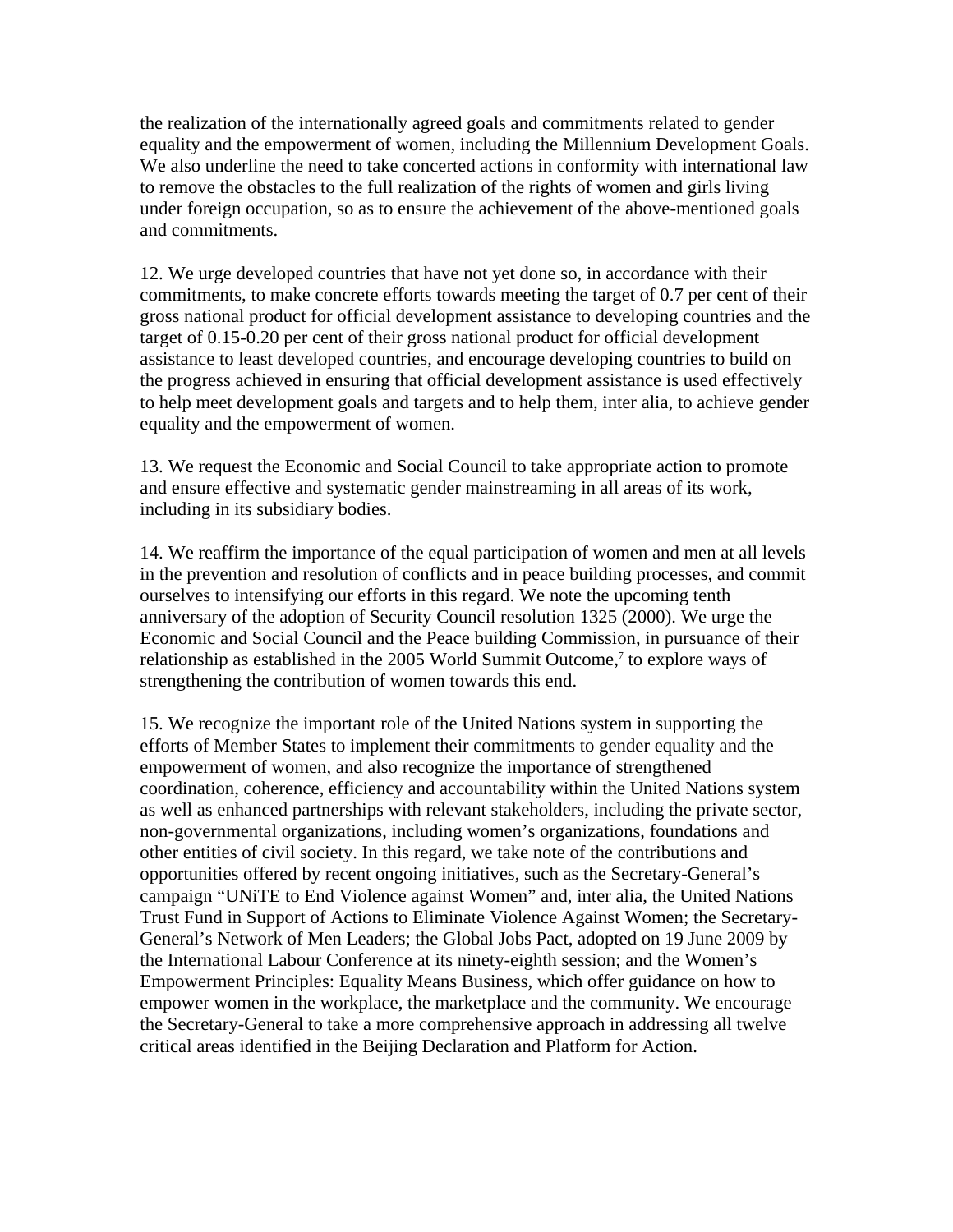the realization of the internationally agreed goals and commitments related to gender equality and the empowerment of women, including the Millennium Development Goals. We also underline the need to take concerted actions in conformity with international law to remove the obstacles to the full realization of the rights of women and girls living under foreign occupation, so as to ensure the achievement of the above-mentioned goals and commitments.

12. We urge developed countries that have not yet done so, in accordance with their commitments, to make concrete efforts towards meeting the target of 0.7 per cent of their gross national product for official development assistance to developing countries and the target of 0.15-0.20 per cent of their gross national product for official development assistance to least developed countries, and encourage developing countries to build on the progress achieved in ensuring that official development assistance is used effectively to help meet development goals and targets and to help them, inter alia, to achieve gender equality and the empowerment of women.

13. We request the Economic and Social Council to take appropriate action to promote and ensure effective and systematic gender mainstreaming in all areas of its work, including in its subsidiary bodies.

14. We reaffirm the importance of the equal participation of women and men at all levels in the prevention and resolution of conflicts and in peace building processes, and commit ourselves to intensifying our efforts in this regard. We note the upcoming tenth anniversary of the adoption of Security Council resolution 1325 (2000). We urge the Economic and Social Council and the Peace building Commission, in pursuance of their relationship as established in the 2005 World Summit Outcome,[7] to explore ways of strengthening the contribution of women towards this end.

15. We recognize the important role of the United Nations system in supporting the efforts of Member States to implement their commitments to gender equality and the empowerment of women, and also recognize the importance of strengthened coordination, coherence, efficiency and accountability within the United Nations system as well as enhanced partnerships with relevant stakeholders, including the private sector, non-governmental organizations, including women's organizations, foundations and other entities of civil society. In this regard, we take note of the contributions and opportunities offered by recent ongoing initiatives, such as the Secretary-General's campaign "UNiTE to End Violence against Women" and, inter alia, the United Nations Trust Fund in Support of Actions to Eliminate Violence Against Women; the Secretary-General's Network of Men Leaders; the Global Jobs Pact, adopted on 19 June 2009 by the International Labour Conference at its ninety-eighth session; and the Women's Empowerment Principles: Equality Means Business, which offer guidance on how to empower women in the workplace, the marketplace and the community. We encourage the Secretary-General to take a more comprehensive approach in addressing all twelve critical areas identified in the Beijing Declaration and Platform for Action.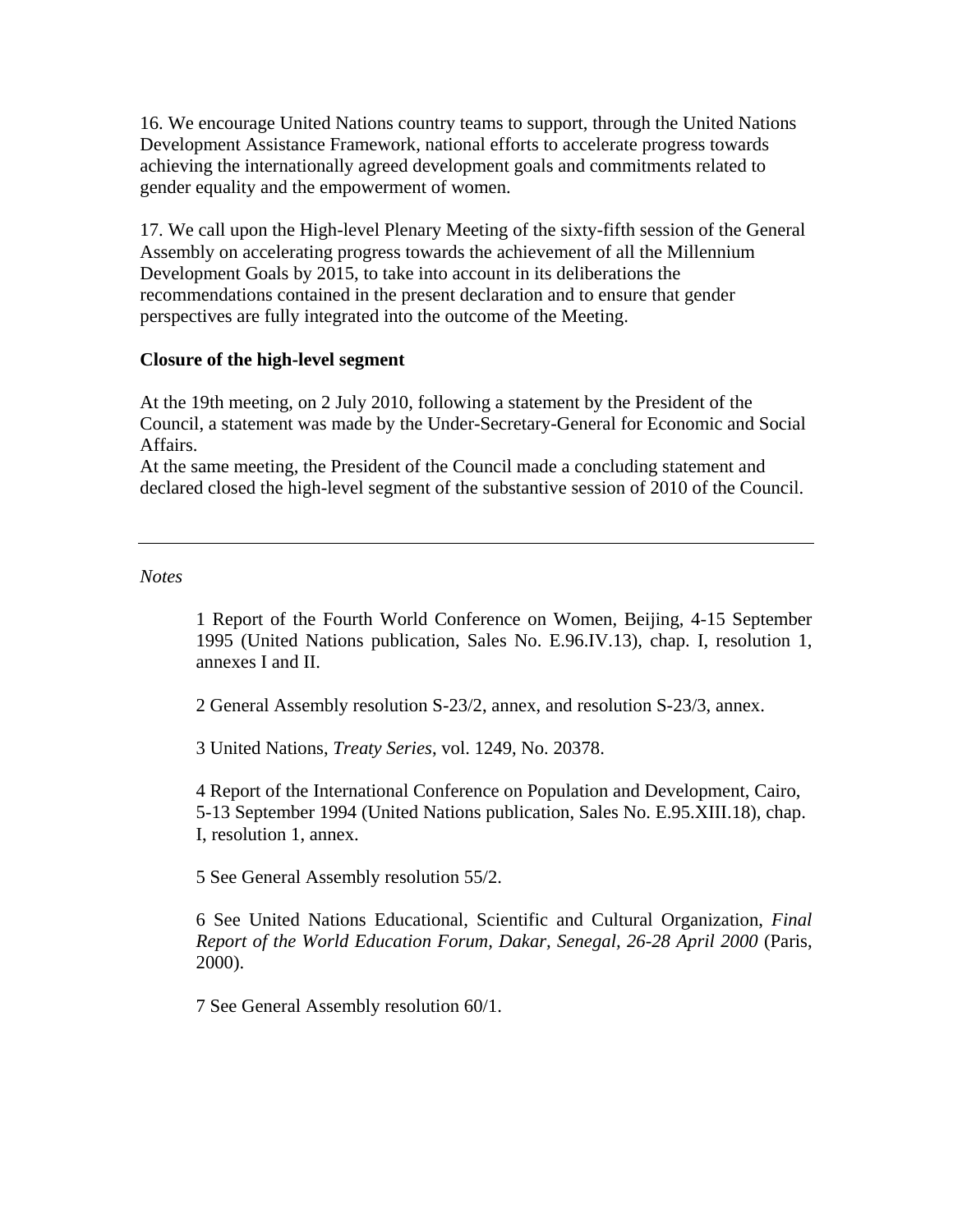16. We encourage United Nations country teams to support, through the United Nations Development Assistance Framework, national efforts to accelerate progress towards achieving the internationally agreed development goals and commitments related to gender equality and the empowerment of women.

17. We call upon the High-level Plenary Meeting of the sixty-fifth session of the General Assembly on accelerating progress towards the achievement of all the Millennium Development Goals by 2015, to take into account in its deliberations the recommendations contained in the present declaration and to ensure that gender perspectives are fully integrated into the outcome of the Meeting.

**Closure of the high-level segment**

At the 19th meeting, on 2 July 2010, following a statement by the President of the Council, a statement was made by the Under-Secretary-General for Economic and Social Affairs.

At the same meeting, the President of the Council made a concluding statement and declared closed the high-level segment of the substantive session of 2010 of the Council.

---

*Notes*

1 Report of the Fourth World Conference on Women, Beijing, 4-15 September 1995 (United Nations publication, Sales No. E.96.IV.13), chap. I, resolution 1, annexes I and II.

2 General Assembly resolution S-23/2, annex, and resolution S-23/3, annex.

3 United Nations, *Treaty Series*, vol. 1249, No. 20378.

4 Report of the International Conference on Population and Development, Cairo, 5-13 September 1994 (United Nations publication, Sales No. E.95.XIII.18), chap. I, resolution 1, annex.

5 See General Assembly resolution 55/2.

6 See United Nations Educational, Scientific and Cultural Organization, *Final Report of the World Education Forum, Dakar, Senegal, 26-28 April 2000* (Paris, 2000).

7 See General Assembly resolution 60/1.